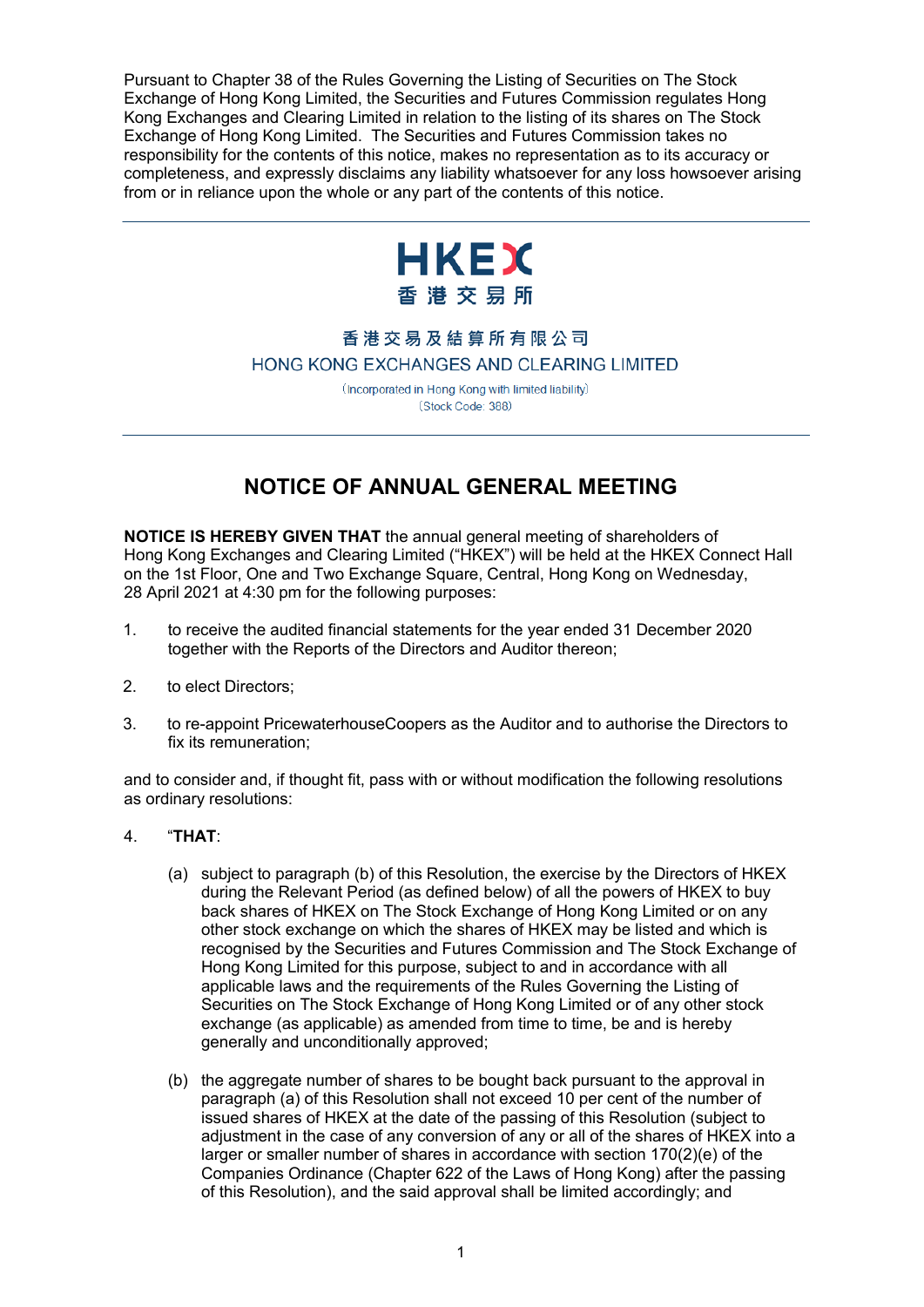Pursuant to Chapter 38 of the Rules Governing the Listing of Securities on The Stock Exchange of Hong Kong Limited, the Securities and Futures Commission regulates Hong Kong Exchanges and Clearing Limited in relation to the listing of its shares on The Stock Exchange of Hong Kong Limited. The Securities and Futures Commission takes no responsibility for the contents of this notice, makes no representation as to its accuracy or completeness, and expressly disclaims any liability whatsoever for any loss howsoever arising from or in reliance upon the whole or any part of the contents of this notice.

---

HKEX
香港交易所

香港交易及結算所有限公司
HONG KONG EXCHANGES AND CLEARING LIMITED

(Incorporated in Hong Kong with limited liability)
(Stock Code: 388)

---

# NOTICE OF ANNUAL GENERAL MEETING

**NOTICE IS HEREBY GIVEN THAT** the annual general meeting of shareholders of Hong Kong Exchanges and Clearing Limited ("HKEX") will be held at the HKEX Connect Hall on the 1st Floor, One and Two Exchange Square, Central, Hong Kong on Wednesday, 28 April 2021 at 4:30 pm for the following purposes:

1. to receive the audited financial statements for the year ended 31 December 2020 together with the Reports of the Directors and Auditor thereon;

2. to elect Directors;

3. to re-appoint PricewaterhouseCoopers as the Auditor and to authorise the Directors to fix its remuneration;

and to consider and, if thought fit, pass with or without modification the following resolutions as ordinary resolutions:

4. "**THAT**:

   (a) subject to paragraph (b) of this Resolution, the exercise by the Directors of HKEX during the Relevant Period (as defined below) of all the powers of HKEX to buy back shares of HKEX on The Stock Exchange of Hong Kong Limited or on any other stock exchange on which the shares of HKEX may be listed and which is recognised by the Securities and Futures Commission and The Stock Exchange of Hong Kong Limited for this purpose, subject to and in accordance with all applicable laws and the requirements of the Rules Governing the Listing of Securities on The Stock Exchange of Hong Kong Limited or of any other stock exchange (as applicable) as amended from time to time, be and is hereby generally and unconditionally approved;

   (b) the aggregate number of shares to be bought back pursuant to the approval in paragraph (a) of this Resolution shall not exceed 10 per cent of the number of issued shares of HKEX at the date of the passing of this Resolution (subject to adjustment in the case of any conversion of any or all of the shares of HKEX into a larger or smaller number of shares in accordance with section 170(2)(e) of the Companies Ordinance (Chapter 622 of the Laws of Hong Kong) after the passing of this Resolution), and the said approval shall be limited accordingly; and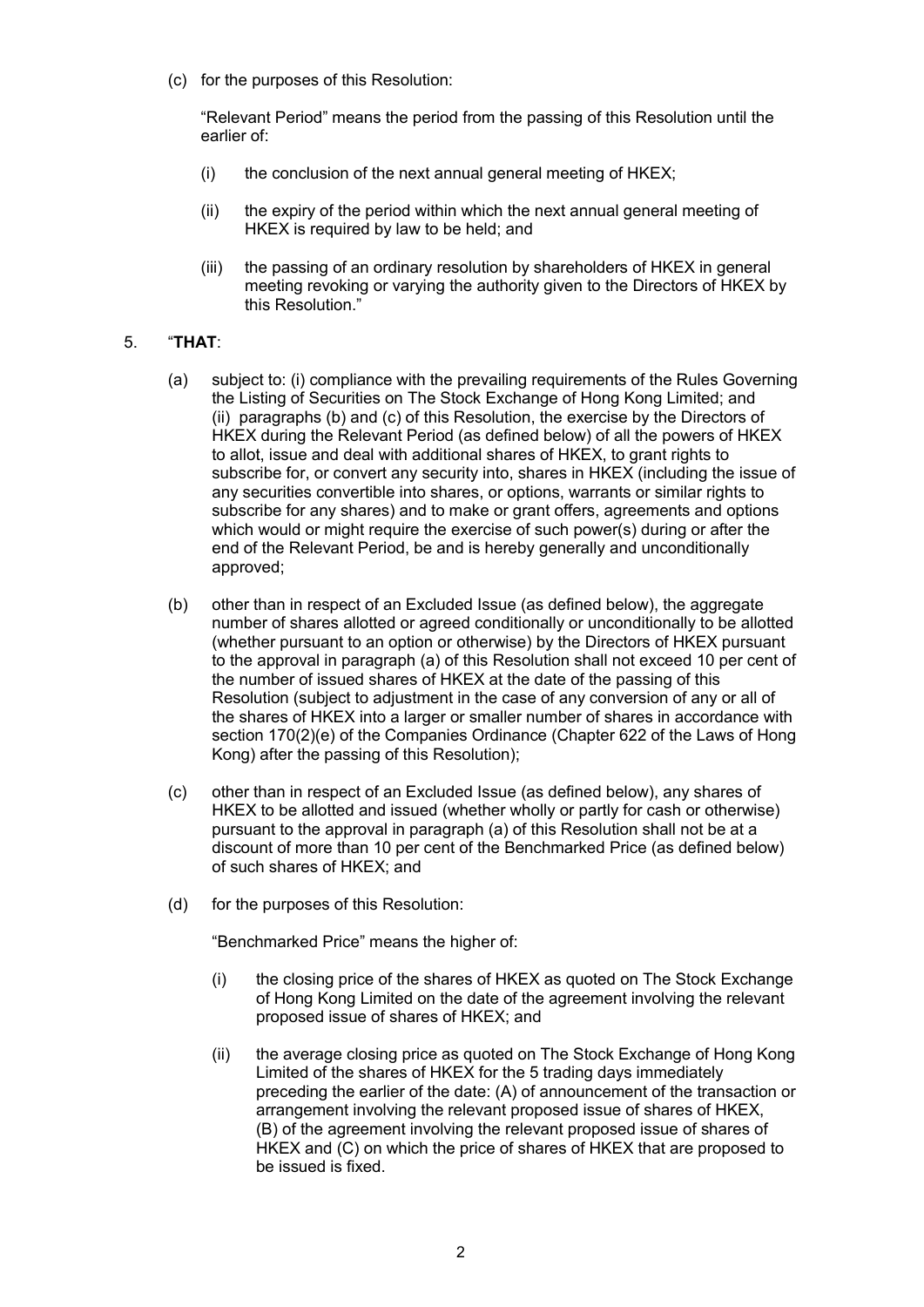(c) for the purposes of this Resolution:

"Relevant Period" means the period from the passing of this Resolution until the earlier of:

(i) the conclusion of the next annual general meeting of HKEX;

(ii) the expiry of the period within which the next annual general meeting of HKEX is required by law to be held; and

(iii) the passing of an ordinary resolution by shareholders of HKEX in general meeting revoking or varying the authority given to the Directors of HKEX by this Resolution."

5. "**THAT**:

(a) subject to: (i) compliance with the prevailing requirements of the Rules Governing the Listing of Securities on The Stock Exchange of Hong Kong Limited; and (ii) paragraphs (b) and (c) of this Resolution, the exercise by the Directors of HKEX during the Relevant Period (as defined below) of all the powers of HKEX to allot, issue and deal with additional shares of HKEX, to grant rights to subscribe for, or convert any security into, shares in HKEX (including the issue of any securities convertible into shares, or options, warrants or similar rights to subscribe for any shares) and to make or grant offers, agreements and options which would or might require the exercise of such power(s) during or after the end of the Relevant Period, be and is hereby generally and unconditionally approved;

(b) other than in respect of an Excluded Issue (as defined below), the aggregate number of shares allotted or agreed conditionally or unconditionally to be allotted (whether pursuant to an option or otherwise) by the Directors of HKEX pursuant to the approval in paragraph (a) of this Resolution shall not exceed 10 per cent of the number of issued shares of HKEX at the date of the passing of this Resolution (subject to adjustment in the case of any conversion of any or all of the shares of HKEX into a larger or smaller number of shares in accordance with section 170(2)(e) of the Companies Ordinance (Chapter 622 of the Laws of Hong Kong) after the passing of this Resolution);

(c) other than in respect of an Excluded Issue (as defined below), any shares of HKEX to be allotted and issued (whether wholly or partly for cash or otherwise) pursuant to the approval in paragraph (a) of this Resolution shall not be at a discount of more than 10 per cent of the Benchmarked Price (as defined below) of such shares of HKEX; and

(d) for the purposes of this Resolution:

"Benchmarked Price" means the higher of:

(i) the closing price of the shares of HKEX as quoted on The Stock Exchange of Hong Kong Limited on the date of the agreement involving the relevant proposed issue of shares of HKEX; and

(ii) the average closing price as quoted on The Stock Exchange of Hong Kong Limited of the shares of HKEX for the 5 trading days immediately preceding the earlier of the date: (A) of announcement of the transaction or arrangement involving the relevant proposed issue of shares of HKEX, (B) of the agreement involving the relevant proposed issue of shares of HKEX and (C) on which the price of shares of HKEX that are proposed to be issued is fixed.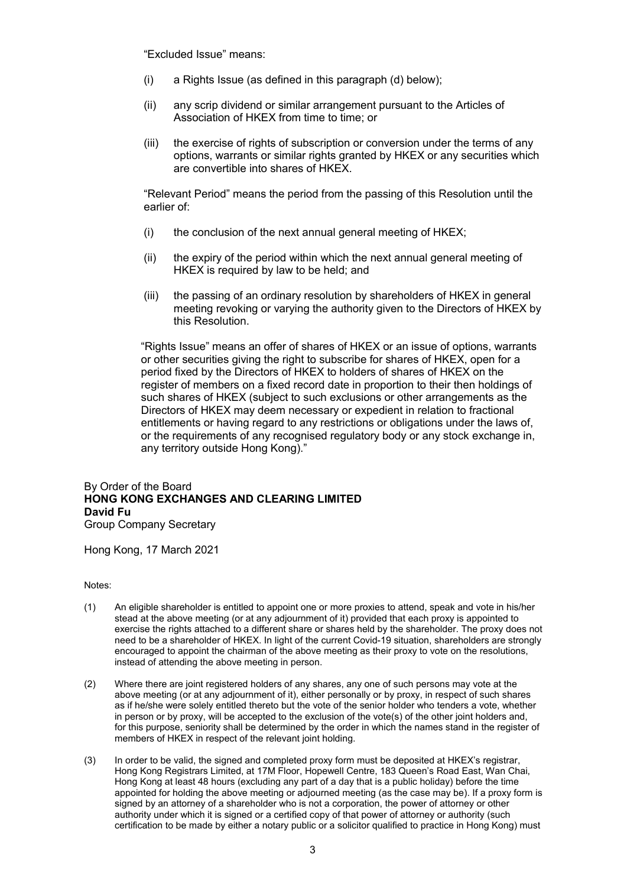"Excluded Issue" means:

(i) a Rights Issue (as defined in this paragraph (d) below);

(ii) any scrip dividend or similar arrangement pursuant to the Articles of Association of HKEX from time to time; or

(iii) the exercise of rights of subscription or conversion under the terms of any options, warrants or similar rights granted by HKEX or any securities which are convertible into shares of HKEX.

"Relevant Period" means the period from the passing of this Resolution until the earlier of:

(i) the conclusion of the next annual general meeting of HKEX;

(ii) the expiry of the period within which the next annual general meeting of HKEX is required by law to be held; and

(iii) the passing of an ordinary resolution by shareholders of HKEX in general meeting revoking or varying the authority given to the Directors of HKEX by this Resolution.

"Rights Issue" means an offer of shares of HKEX or an issue of options, warrants or other securities giving the right to subscribe for shares of HKEX, open for a period fixed by the Directors of HKEX to holders of shares of HKEX on the register of members on a fixed record date in proportion to their then holdings of such shares of HKEX (subject to such exclusions or other arrangements as the Directors of HKEX may deem necessary or expedient in relation to fractional entitlements or having regard to any restrictions or obligations under the laws of, or the requirements of any recognised regulatory body or any stock exchange in, any territory outside Hong Kong)."

By Order of the Board
**HONG KONG EXCHANGES AND CLEARING LIMITED**
**David Fu**
Group Company Secretary

Hong Kong, 17 March 2021

Notes:

(1) An eligible shareholder is entitled to appoint one or more proxies to attend, speak and vote in his/her stead at the above meeting (or at any adjournment of it) provided that each proxy is appointed to exercise the rights attached to a different share or shares held by the shareholder. The proxy does not need to be a shareholder of HKEX. In light of the current Covid-19 situation, shareholders are strongly encouraged to appoint the chairman of the above meeting as their proxy to vote on the resolutions, instead of attending the above meeting in person.

(2) Where there are joint registered holders of any shares, any one of such persons may vote at the above meeting (or at any adjournment of it), either personally or by proxy, in respect of such shares as if he/she were solely entitled thereto but the vote of the senior holder who tenders a vote, whether in person or by proxy, will be accepted to the exclusion of the vote(s) of the other joint holders and, for this purpose, seniority shall be determined by the order in which the names stand in the register of members of HKEX in respect of the relevant joint holding.

(3) In order to be valid, the signed and completed proxy form must be deposited at HKEX's registrar, Hong Kong Registrars Limited, at 17M Floor, Hopewell Centre, 183 Queen's Road East, Wan Chai, Hong Kong at least 48 hours (excluding any part of a day that is a public holiday) before the time appointed for holding the above meeting or adjourned meeting (as the case may be). If a proxy form is signed by an attorney of a shareholder who is not a corporation, the power of attorney or other authority under which it is signed or a certified copy of that power of attorney or authority (such certification to be made by either a notary public or a solicitor qualified to practice in Hong Kong) must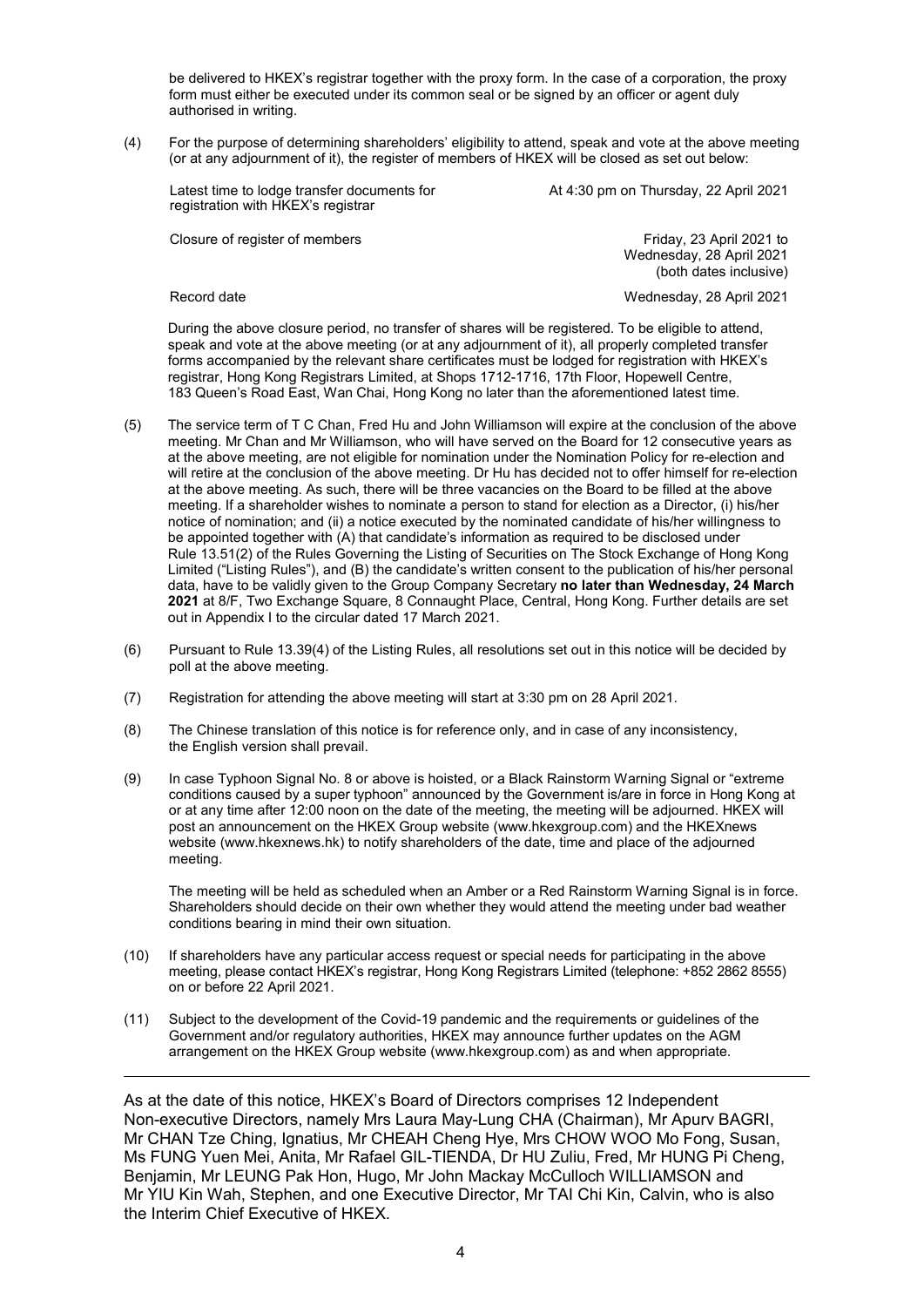be delivered to HKEX's registrar together with the proxy form. In the case of a corporation, the proxy form must either be executed under its common seal or be signed by an officer or agent duly authorised in writing.

(4) For the purpose of determining shareholders' eligibility to attend, speak and vote at the above meeting (or at any adjournment of it), the register of members of HKEX will be closed as set out below:

| | |
|---|---|
| Latest time to lodge transfer documents for registration with HKEX's registrar | At 4:30 pm on Thursday, 22 April 2021 |
| Closure of register of members | Friday, 23 April 2021 to Wednesday, 28 April 2021 (both dates inclusive) |
| Record date | Wednesday, 28 April 2021 |

During the above closure period, no transfer of shares will be registered. To be eligible to attend, speak and vote at the above meeting (or at any adjournment of it), all properly completed transfer forms accompanied by the relevant share certificates must be lodged for registration with HKEX's registrar, Hong Kong Registrars Limited, at Shops 1712-1716, 17th Floor, Hopewell Centre, 183 Queen's Road East, Wan Chai, Hong Kong no later than the aforementioned latest time.

(5) The service term of T C Chan, Fred Hu and John Williamson will expire at the conclusion of the above meeting. Mr Chan and Mr Williamson, who will have served on the Board for 12 consecutive years as at the above meeting, are not eligible for nomination under the Nomination Policy for re-election and will retire at the conclusion of the above meeting. Dr Hu has decided not to offer himself for re-election at the above meeting. As such, there will be three vacancies on the Board to be filled at the above meeting. If a shareholder wishes to nominate a person to stand for election as a Director, (i) his/her notice of nomination; and (ii) a notice executed by the nominated candidate of his/her willingness to be appointed together with (A) that candidate's information as required to be disclosed under Rule 13.51(2) of the Rules Governing the Listing of Securities on The Stock Exchange of Hong Kong Limited ("Listing Rules"), and (B) the candidate's written consent to the publication of his/her personal data, have to be validly given to the Group Company Secretary **no later than Wednesday, 24 March 2021** at 8/F, Two Exchange Square, 8 Connaught Place, Central, Hong Kong. Further details are set out in Appendix I to the circular dated 17 March 2021.

(6) Pursuant to Rule 13.39(4) of the Listing Rules, all resolutions set out in this notice will be decided by poll at the above meeting.

(7) Registration for attending the above meeting will start at 3:30 pm on 28 April 2021.

(8) The Chinese translation of this notice is for reference only, and in case of any inconsistency, the English version shall prevail.

(9) In case Typhoon Signal No. 8 or above is hoisted, or a Black Rainstorm Warning Signal or "extreme conditions caused by a super typhoon" announced by the Government is/are in force in Hong Kong at or at any time after 12:00 noon on the date of the meeting, the meeting will be adjourned. HKEX will post an announcement on the HKEX Group website (www.hkexgroup.com) and the HKEXnews website (www.hkexnews.hk) to notify shareholders of the date, time and place of the adjourned meeting.

The meeting will be held as scheduled when an Amber or a Red Rainstorm Warning Signal is in force. Shareholders should decide on their own whether they would attend the meeting under bad weather conditions bearing in mind their own situation.

(10) If shareholders have any particular access request or special needs for participating in the above meeting, please contact HKEX's registrar, Hong Kong Registrars Limited (telephone: +852 2862 8555) on or before 22 April 2021.

(11) Subject to the development of the Covid-19 pandemic and the requirements or guidelines of the Government and/or regulatory authorities, HKEX may announce further updates on the AGM arrangement on the HKEX Group website (www.hkexgroup.com) as and when appropriate.

---

As at the date of this notice, HKEX's Board of Directors comprises 12 Independent Non-executive Directors, namely Mrs Laura May-Lung CHA (Chairman), Mr Apurv BAGRI, Mr CHAN Tze Ching, Ignatius, Mr CHEAH Cheng Hye, Mrs CHOW WOO Mo Fong, Susan, Ms FUNG Yuen Mei, Anita, Mr Rafael GIL-TIENDA, Dr HU Zuliu, Fred, Mr HUNG Pi Cheng, Benjamin, Mr LEUNG Pak Hon, Hugo, Mr John Mackay McCulloch WILLIAMSON and Mr YIU Kin Wah, Stephen, and one Executive Director, Mr TAI Chi Kin, Calvin, who is also the Interim Chief Executive of HKEX.